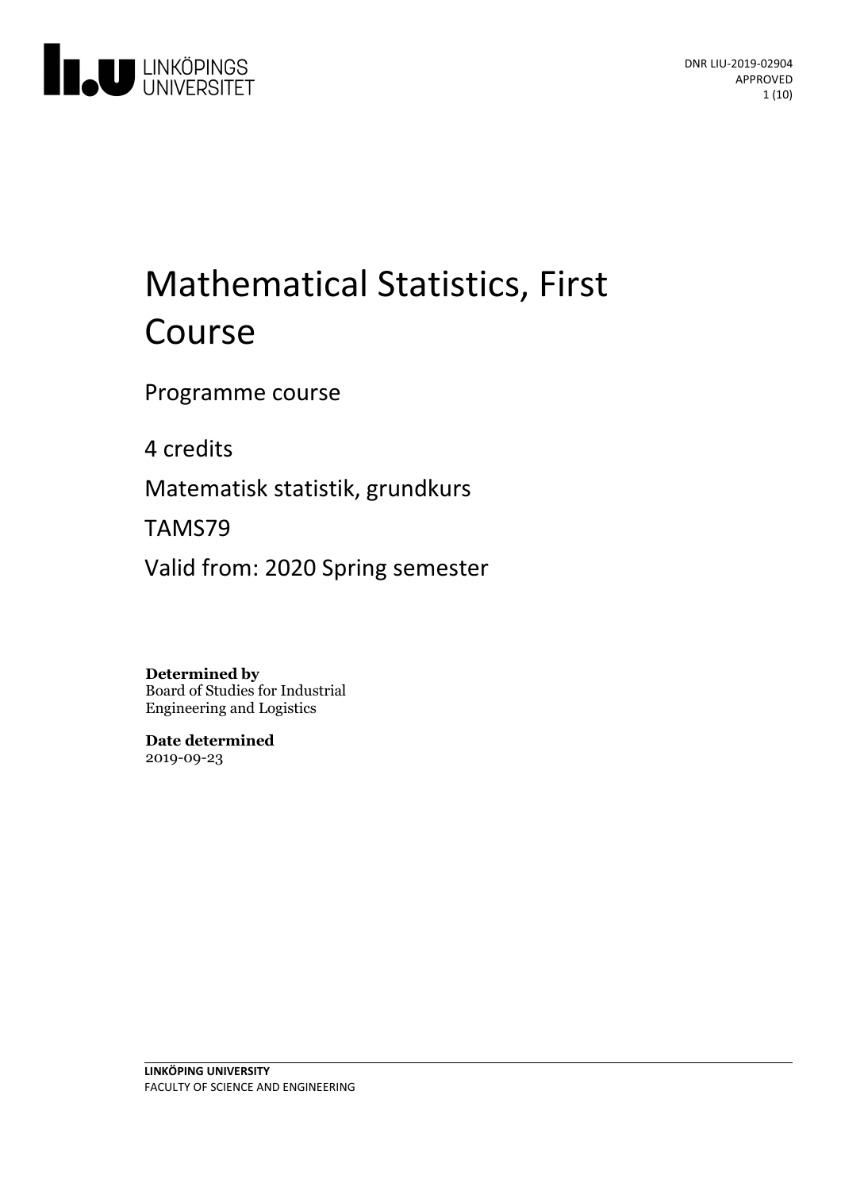DNR LIU-2019-02904
APPROVED

# Mathematical Statistics, First Course

Programme course

4 credits

Matematisk statistik, grundkurs

TAMS79

Valid from: 2020 Spring semester

**Determined by**
Board of Studies for Industrial Engineering and Logistics

**Date determined**
2019-09-23

**LINKÖPING UNIVERSITY**
FACULTY OF SCIENCE AND ENGINEERING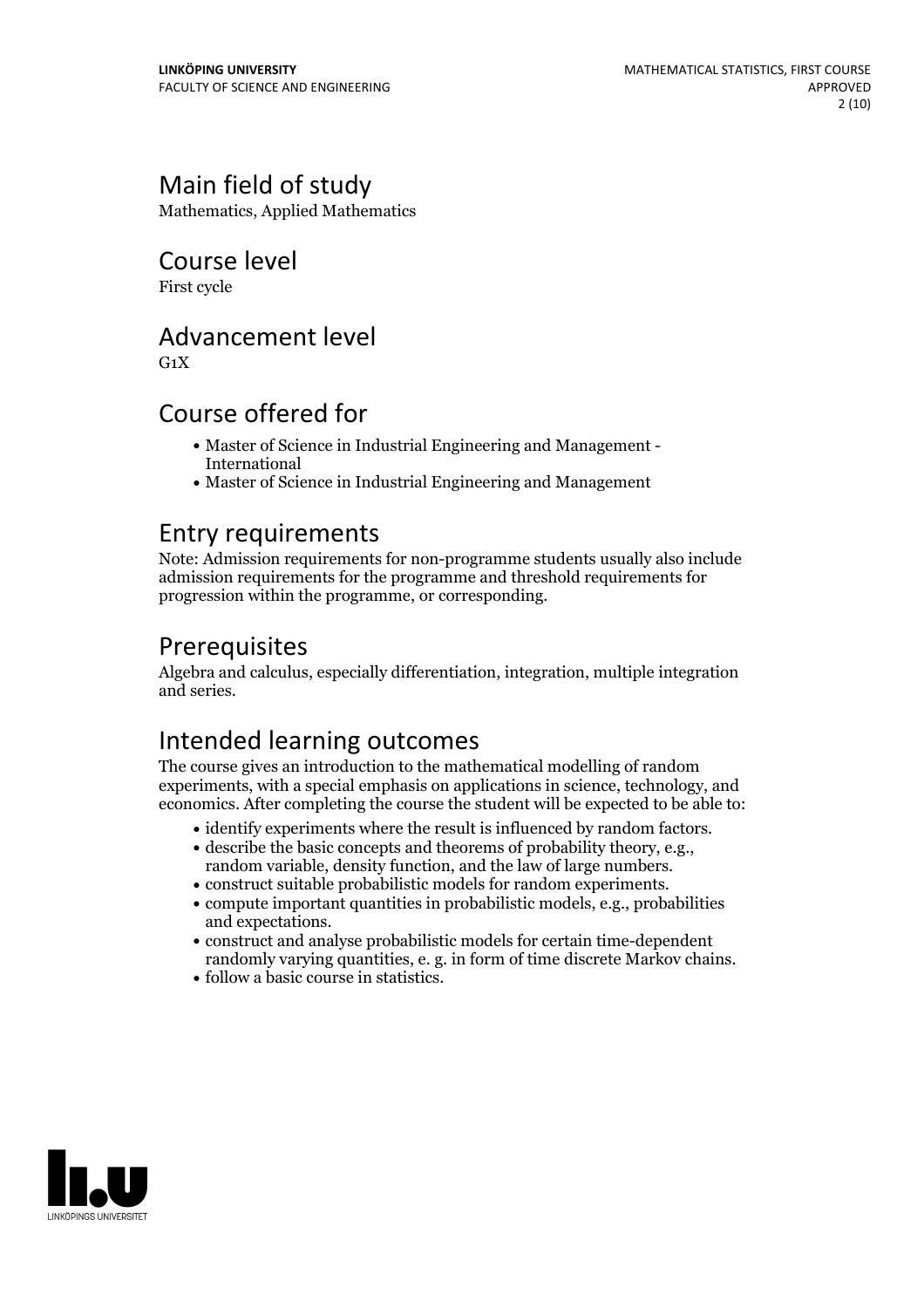## Main field of study

Mathematics, Applied Mathematics

## Course level

First cycle

## Advancement level

G1X

## Course offered for

- Master of Science in Industrial Engineering and Management - International
- Master of Science in Industrial Engineering and Management

## Entry requirements

Note: Admission requirements for non-programme students usually also include admission requirements for the programme and threshold requirements for progression within the programme, or corresponding.

## Prerequisites

Algebra and calculus, especially differentiation, integration, multiple integration and series.

## Intended learning outcomes

The course gives an introduction to the mathematical modelling of random experiments, with a special emphasis on applications in science, technology, and economics. After completing the course the student will be expected to be able to:

- identify experiments where the result is influenced by random factors.
- describe the basic concepts and theorems of probability theory, e.g., random variable, density function, and the law of large numbers.
- construct suitable probabilistic models for random experiments.
- compute important quantities in probabilistic models, e.g., probabilities and expectations.
- construct and analyse probabilistic models for certain time-dependent randomly varying quantities, e. g. in form of time discrete Markov chains.
- follow a basic course in statistics.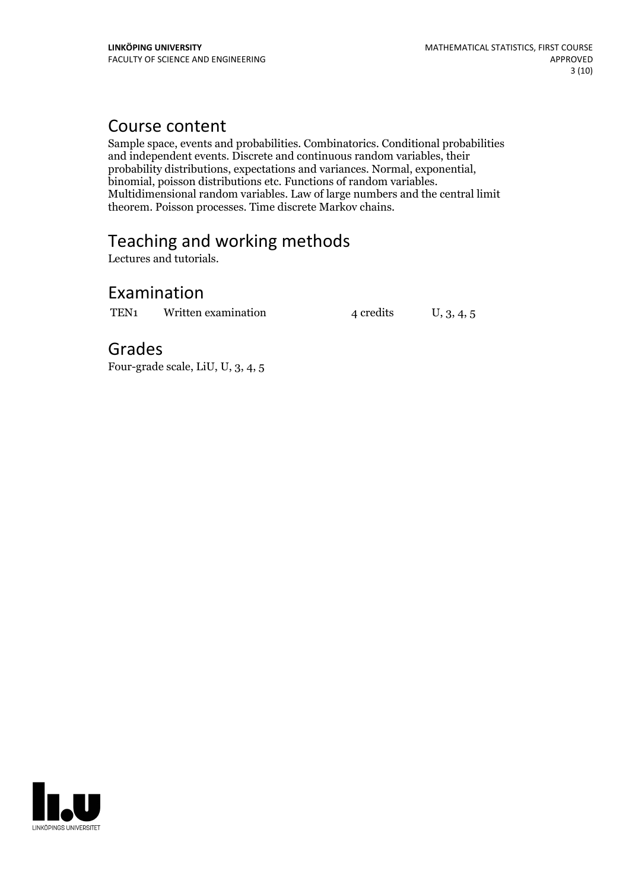## Course content

Sample space, events and probabilities. Combinatorics. Conditional probabilities and independent events. Discrete and continuous random variables, their probability distributions, expectations and variances. Normal, exponential, binomial, poisson distributions etc. Functions of random variables. Multidimensional random variables. Law of large numbers and the central limit theorem. Poisson processes. Time discrete Markov chains.

## Teaching and working methods

Lectures and tutorials.

## Examination

| | | | |
|---|---|---|---|
| TEN1 | Written examination | 4 credits | U, 3, 4, 5 |

## Grades

Four-grade scale, LiU, U, 3, 4, 5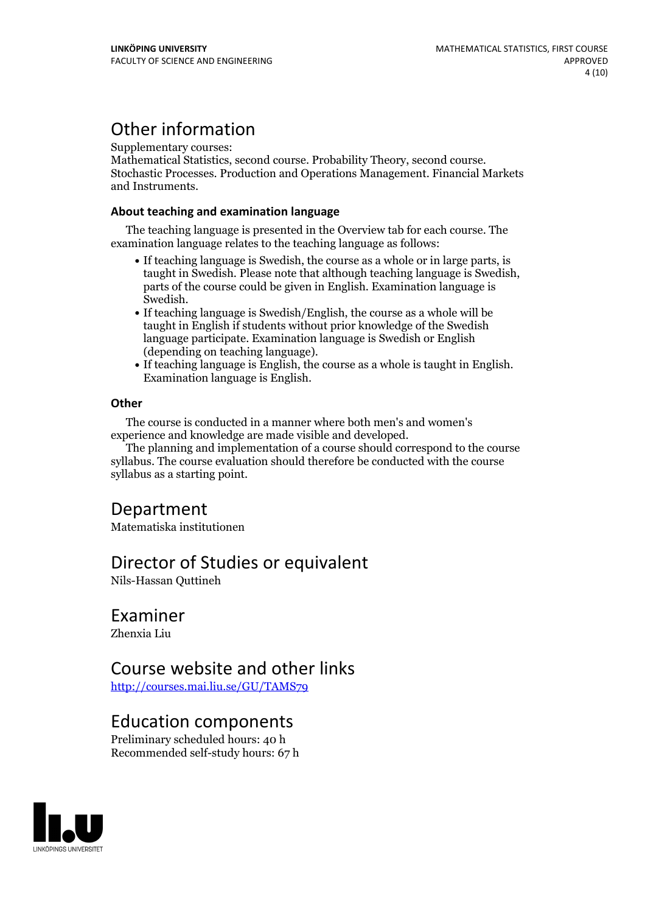# Other information

Supplementary courses:
Mathematical Statistics, second course. Probability Theory, second course. Stochastic Processes. Production and Operations Management. Financial Markets and Instruments.

### About teaching and examination language

The teaching language is presented in the Overview tab for each course. The examination language relates to the teaching language as follows:

- If teaching language is Swedish, the course as a whole or in large parts, is taught in Swedish. Please note that although teaching language is Swedish, parts of the course could be given in English. Examination language is Swedish.
- If teaching language is Swedish/English, the course as a whole will be taught in English if students without prior knowledge of the Swedish language participate. Examination language is Swedish or English (depending on teaching language).
- If teaching language is English, the course as a whole is taught in English. Examination language is English.

### Other

The course is conducted in a manner where both men's and women's experience and knowledge are made visible and developed.

The planning and implementation of a course should correspond to the course syllabus. The course evaluation should therefore be conducted with the course syllabus as a starting point.

# Department

Matematiska institutionen

# Director of Studies or equivalent

Nils-Hassan Quttineh

# Examiner

Zhenxia Liu

# Course website and other links

http://courses.mai.liu.se/GU/TAMS79

# Education components

Preliminary scheduled hours: 40 h
Recommended self-study hours: 67 h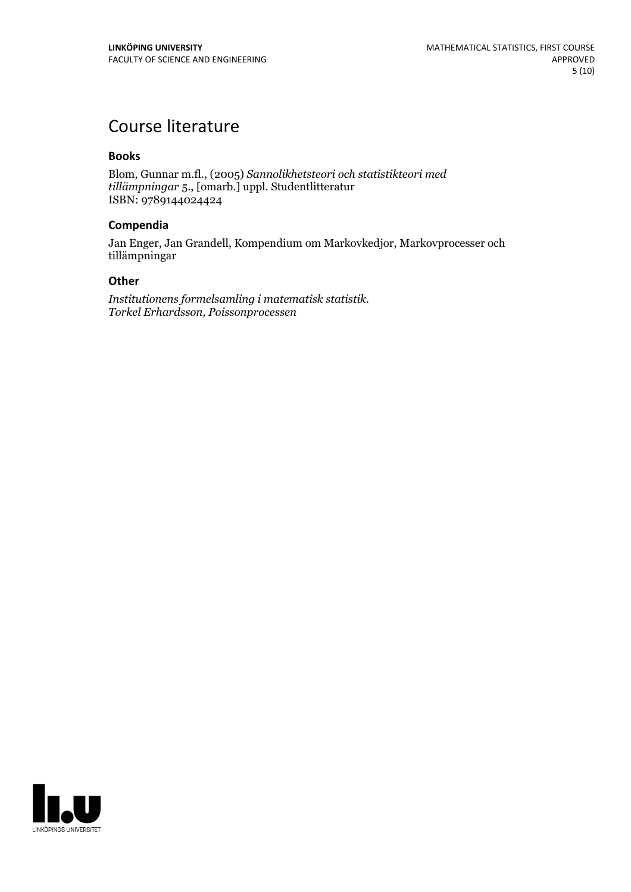# Course literature

### Books

Blom, Gunnar m.fl., (2005) *Sannolikhetsteori och statistikteori med tillämpningar* 5., [omarb.] uppl. Studentlitteratur
ISBN: 9789144024424

### Compendia

Jan Enger, Jan Grandell, Kompendium om Markovkedjor, Markovprocesser och tillämpningar

### Other

*Institutionens formelsamling i matematisk statistik.*
*Torkel Erhardsson, Poissonprocessen*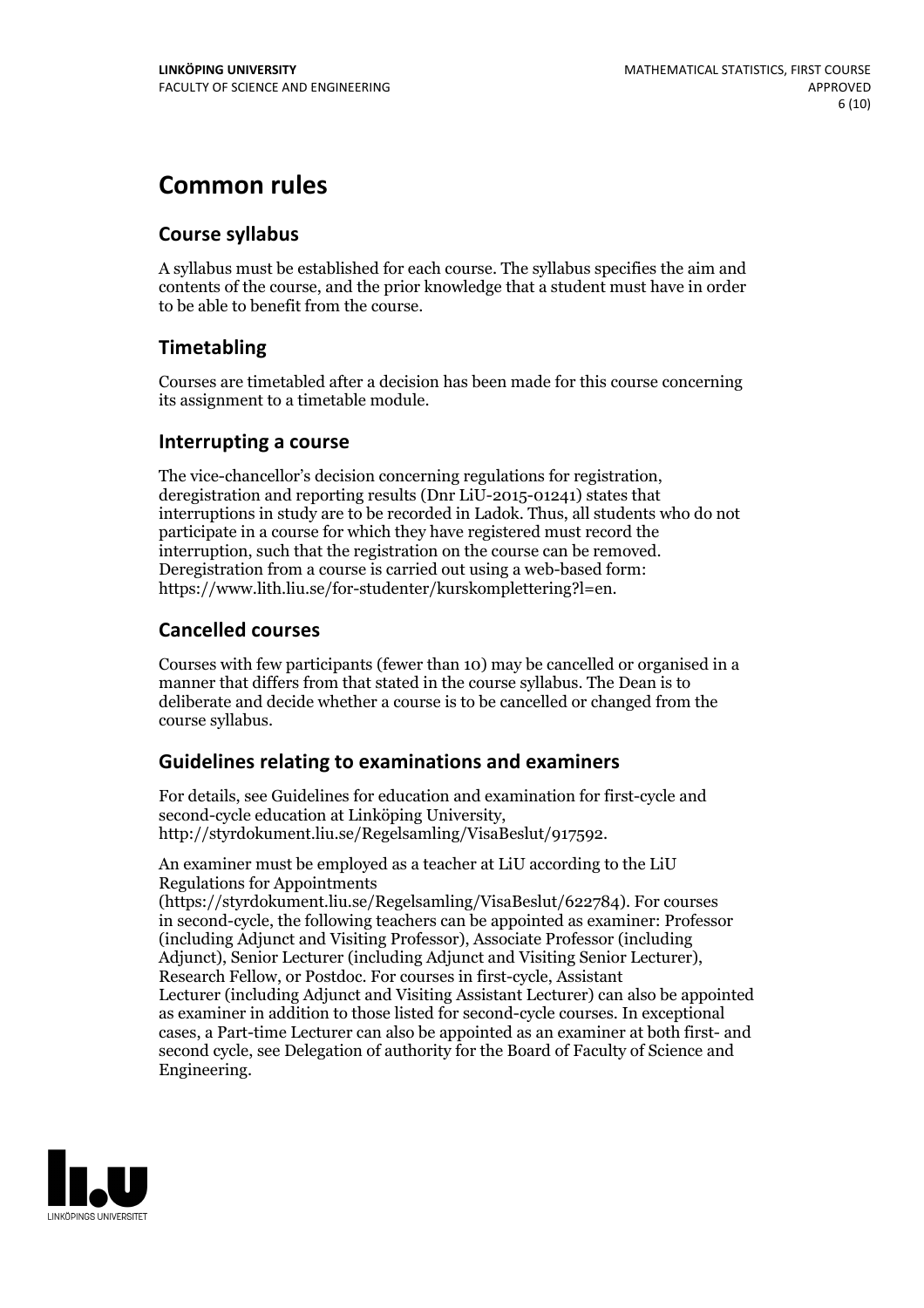# Common rules

## Course syllabus

A syllabus must be established for each course. The syllabus specifies the aim and contents of the course, and the prior knowledge that a student must have in order to be able to benefit from the course.

## Timetabling

Courses are timetabled after a decision has been made for this course concerning its assignment to a timetable module.

## Interrupting a course

The vice-chancellor's decision concerning regulations for registration, deregistration and reporting results (Dnr LiU-2015-01241) states that interruptions in study are to be recorded in Ladok. Thus, all students who do not participate in a course for which they have registered must record the interruption, such that the registration on the course can be removed. Deregistration from a course is carried out using a web-based form: https://www.lith.liu.se/for-studenter/kurskomplettering?l=en.

## Cancelled courses

Courses with few participants (fewer than 10) may be cancelled or organised in a manner that differs from that stated in the course syllabus. The Dean is to deliberate and decide whether a course is to be cancelled or changed from the course syllabus.

## Guidelines relating to examinations and examiners

For details, see Guidelines for education and examination for first-cycle and second-cycle education at Linköping University, http://styrdokument.liu.se/Regelsamling/VisaBeslut/917592.

An examiner must be employed as a teacher at LiU according to the LiU Regulations for Appointments (https://styrdokument.liu.se/Regelsamling/VisaBeslut/622784). For courses in second-cycle, the following teachers can be appointed as examiner: Professor (including Adjunct and Visiting Professor), Associate Professor (including Adjunct), Senior Lecturer (including Adjunct and Visiting Senior Lecturer), Research Fellow, or Postdoc. For courses in first-cycle, Assistant Lecturer (including Adjunct and Visiting Assistant Lecturer) can also be appointed as examiner in addition to those listed for second-cycle courses. In exceptional cases, a Part-time Lecturer can also be appointed as an examiner at both first- and second cycle, see Delegation of authority for the Board of Faculty of Science and Engineering.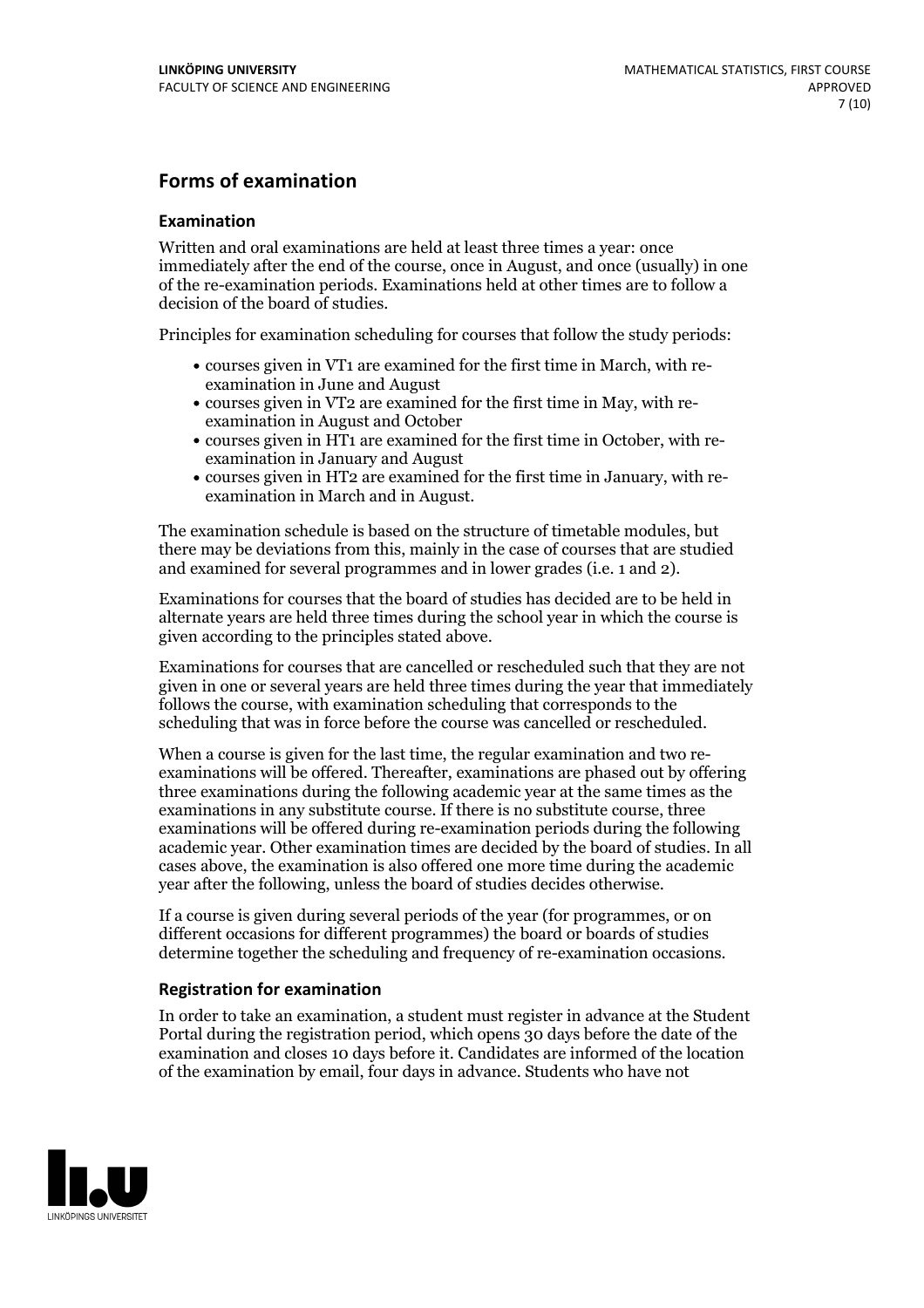## Forms of examination

### Examination

Written and oral examinations are held at least three times a year: once immediately after the end of the course, once in August, and once (usually) in one of the re-examination periods. Examinations held at other times are to follow a decision of the board of studies.

Principles for examination scheduling for courses that follow the study periods:

- courses given in VT1 are examined for the first time in March, with re-examination in June and August
- courses given in VT2 are examined for the first time in May, with re-examination in August and October
- courses given in HT1 are examined for the first time in October, with re-examination in January and August
- courses given in HT2 are examined for the first time in January, with re-examination in March and in August.

The examination schedule is based on the structure of timetable modules, but there may be deviations from this, mainly in the case of courses that are studied and examined for several programmes and in lower grades (i.e. 1 and 2).

Examinations for courses that the board of studies has decided are to be held in alternate years are held three times during the school year in which the course is given according to the principles stated above.

Examinations for courses that are cancelled or rescheduled such that they are not given in one or several years are held three times during the year that immediately follows the course, with examination scheduling that corresponds to the scheduling that was in force before the course was cancelled or rescheduled.

When a course is given for the last time, the regular examination and two re-examinations will be offered. Thereafter, examinations are phased out by offering three examinations during the following academic year at the same times as the examinations in any substitute course. If there is no substitute course, three examinations will be offered during re-examination periods during the following academic year. Other examination times are decided by the board of studies. In all cases above, the examination is also offered one more time during the academic year after the following, unless the board of studies decides otherwise.

If a course is given during several periods of the year (for programmes, or on different occasions for different programmes) the board or boards of studies determine together the scheduling and frequency of re-examination occasions.

### Registration for examination

In order to take an examination, a student must register in advance at the Student Portal during the registration period, which opens 30 days before the date of the examination and closes 10 days before it. Candidates are informed of the location of the examination by email, four days in advance. Students who have not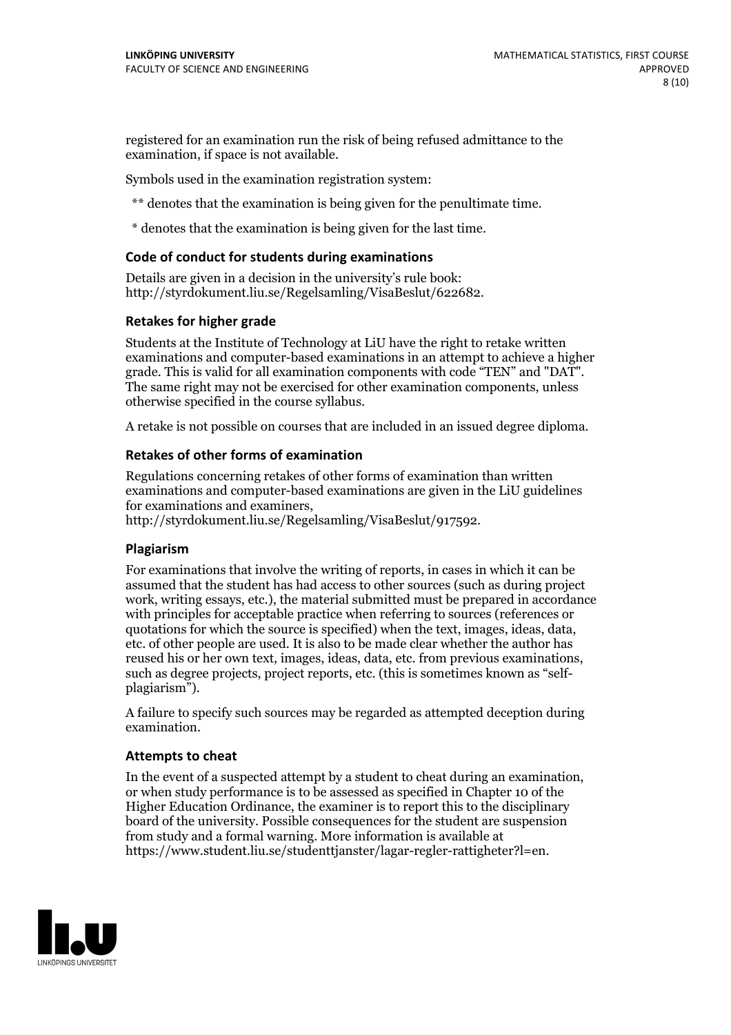registered for an examination run the risk of being refused admittance to the examination, if space is not available.

Symbols used in the examination registration system:

** denotes that the examination is being given for the penultimate time.

* denotes that the examination is being given for the last time.

### Code of conduct for students during examinations

Details are given in a decision in the university's rule book: http://styrdokument.liu.se/Regelsamling/VisaBeslut/622682.

### Retakes for higher grade

Students at the Institute of Technology at LiU have the right to retake written examinations and computer-based examinations in an attempt to achieve a higher grade. This is valid for all examination components with code "TEN" and "DAT". The same right may not be exercised for other examination components, unless otherwise specified in the course syllabus.

A retake is not possible on courses that are included in an issued degree diploma.

### Retakes of other forms of examination

Regulations concerning retakes of other forms of examination than written examinations and computer-based examinations are given in the LiU guidelines for examinations and examiners, http://styrdokument.liu.se/Regelsamling/VisaBeslut/917592.

### Plagiarism

For examinations that involve the writing of reports, in cases in which it can be assumed that the student has had access to other sources (such as during project work, writing essays, etc.), the material submitted must be prepared in accordance with principles for acceptable practice when referring to sources (references or quotations for which the source is specified) when the text, images, ideas, data, etc. of other people are used. It is also to be made clear whether the author has reused his or her own text, images, ideas, data, etc. from previous examinations, such as degree projects, project reports, etc. (this is sometimes known as "self-plagiarism").

A failure to specify such sources may be regarded as attempted deception during examination.

### Attempts to cheat

In the event of a suspected attempt by a student to cheat during an examination, or when study performance is to be assessed as specified in Chapter 10 of the Higher Education Ordinance, the examiner is to report this to the disciplinary board of the university. Possible consequences for the student are suspension from study and a formal warning. More information is available at https://www.student.liu.se/studenttjanster/lagar-regler-rattigheter?l=en.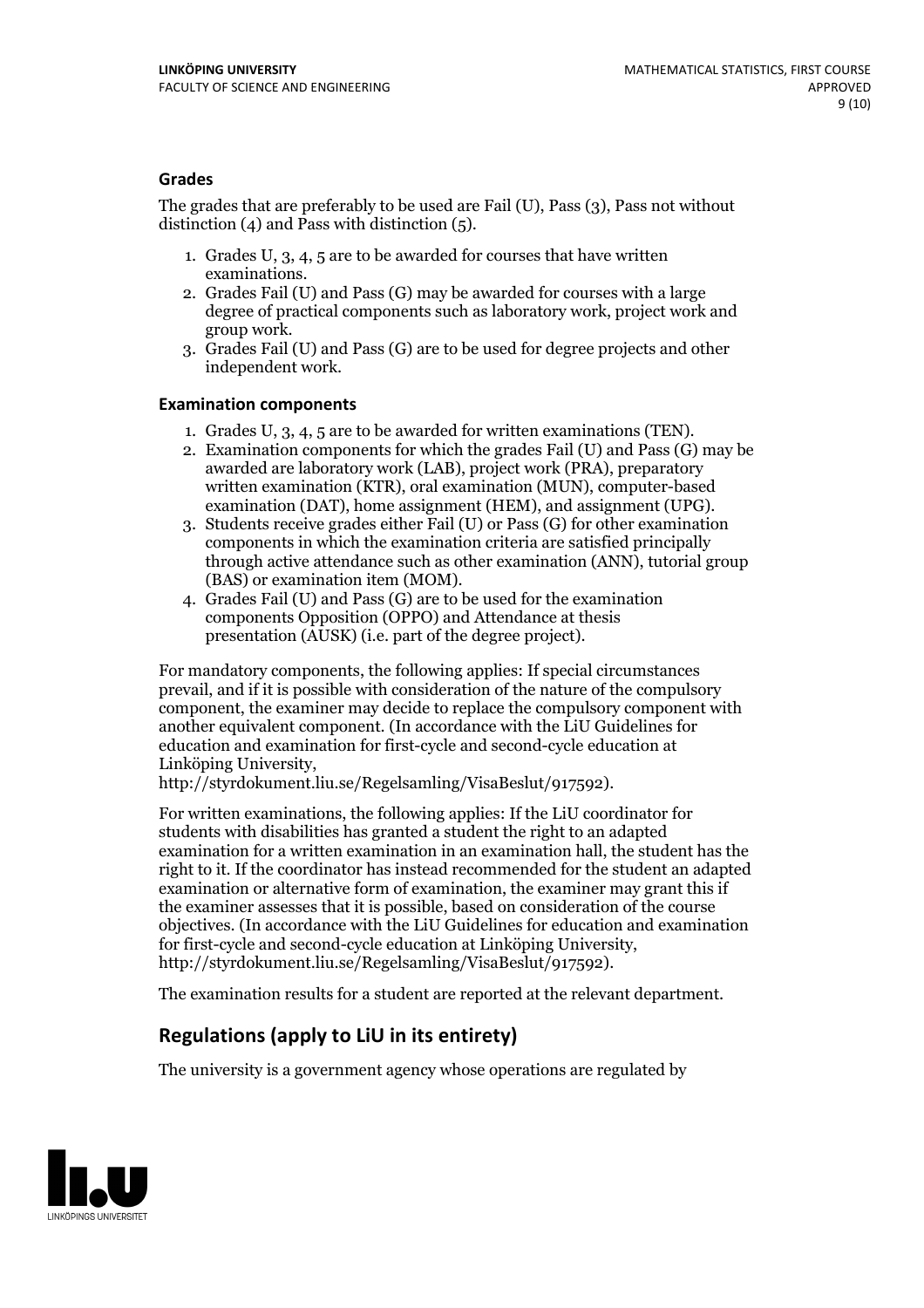### Grades

The grades that are preferably to be used are Fail (U), Pass (3), Pass not without distinction (4) and Pass with distinction (5).

1. Grades U, 3, 4, 5 are to be awarded for courses that have written examinations.
2. Grades Fail (U) and Pass (G) may be awarded for courses with a large degree of practical components such as laboratory work, project work and group work.
3. Grades Fail (U) and Pass (G) are to be used for degree projects and other independent work.

### Examination components

1. Grades U, 3, 4, 5 are to be awarded for written examinations (TEN).
2. Examination components for which the grades Fail (U) and Pass (G) may be awarded are laboratory work (LAB), project work (PRA), preparatory written examination (KTR), oral examination (MUN), computer-based examination (DAT), home assignment (HEM), and assignment (UPG).
3. Students receive grades either Fail (U) or Pass (G) for other examination components in which the examination criteria are satisfied principally through active attendance such as other examination (ANN), tutorial group (BAS) or examination item (MOM).
4. Grades Fail (U) and Pass (G) are to be used for the examination components Opposition (OPPO) and Attendance at thesis presentation (AUSK) (i.e. part of the degree project).

For mandatory components, the following applies: If special circumstances prevail, and if it is possible with consideration of the nature of the compulsory component, the examiner may decide to replace the compulsory component with another equivalent component. (In accordance with the LiU Guidelines for education and examination for first-cycle and second-cycle education at Linköping University, http://styrdokument.liu.se/Regelsamling/VisaBeslut/917592).

For written examinations, the following applies: If the LiU coordinator for students with disabilities has granted a student the right to an adapted examination for a written examination in an examination hall, the student has the right to it. If the coordinator has instead recommended for the student an adapted examination or alternative form of examination, the examiner may grant this if the examiner assesses that it is possible, based on consideration of the course objectives. (In accordance with the LiU Guidelines for education and examination for first-cycle and second-cycle education at Linköping University, http://styrdokument.liu.se/Regelsamling/VisaBeslut/917592).

The examination results for a student are reported at the relevant department.

## Regulations (apply to LiU in its entirety)

The university is a government agency whose operations are regulated by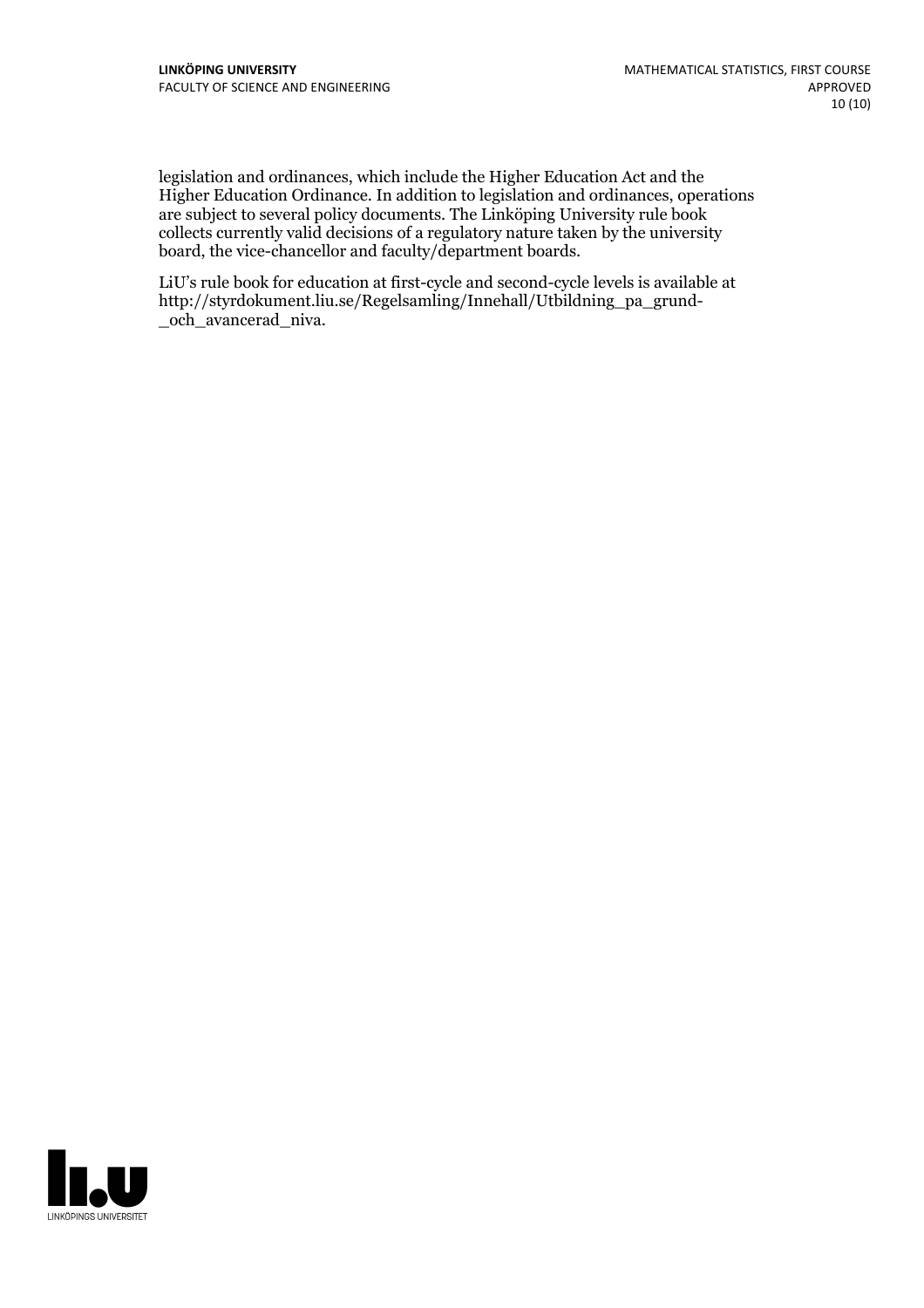legislation and ordinances, which include the Higher Education Act and the Higher Education Ordinance. In addition to legislation and ordinances, operations are subject to several policy documents. The Linköping University rule book collects currently valid decisions of a regulatory nature taken by the university board, the vice-chancellor and faculty/department boards.

LiU's rule book for education at first-cycle and second-cycle levels is available at http://styrdokument.liu.se/Regelsamling/Innehall/Utbildning_pa_grund-_och_avancerad_niva.